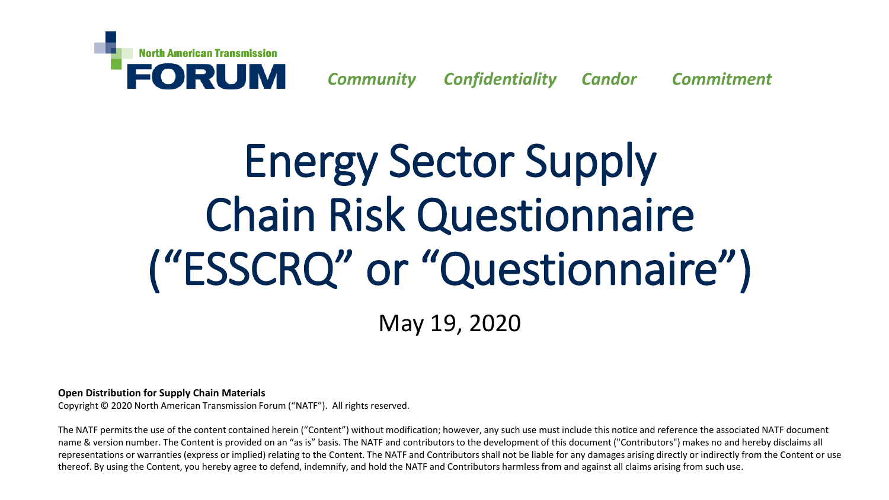North American Transmission **FORUM**

*Community* *Confidentiality* *Candor* *Commitment*

# Energy Sector Supply Chain Risk Questionnaire (“ESSCRQ” or “Questionnaire”)

May 19, 2020

**Open Distribution for Supply Chain Materials**

Copyright © 2020 North American Transmission Forum (“NATF”). All rights reserved.

The NATF permits the use of the content contained herein (“Content”) without modification; however, any such use must include this notice and reference the associated NATF document name & version number. The Content is provided on an “as is” basis. The NATF and contributors to the development of this document ("Contributors") makes no and hereby disclaims all representations or warranties (express or implied) relating to the Content. The NATF and Contributors shall not be liable for any damages arising directly or indirectly from the Content or use thereof. By using the Content, you hereby agree to defend, indemnify, and hold the NATF and Contributors harmless from and against all claims arising from such use.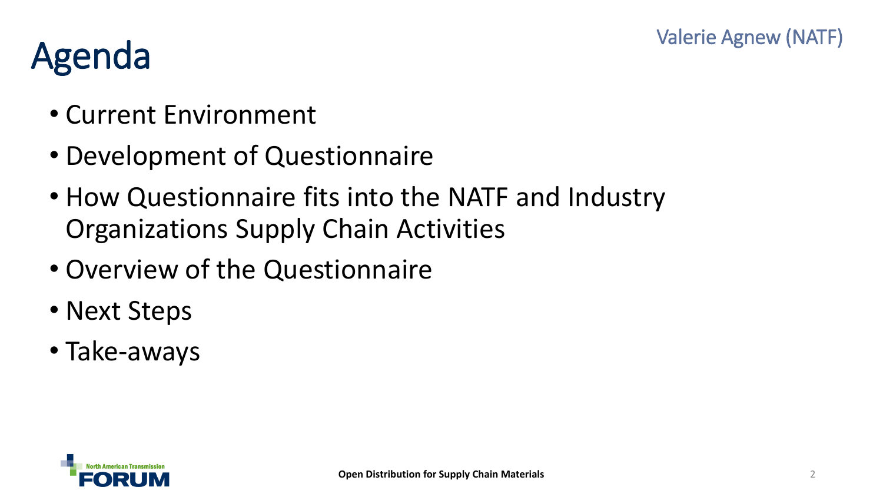# Agenda

Valerie Agnew (NATF)

- Current Environment
- Development of Questionnaire
- How Questionnaire fits into the NATF and Industry Organizations Supply Chain Activities
- Overview of the Questionnaire
- Next Steps
- Take-aways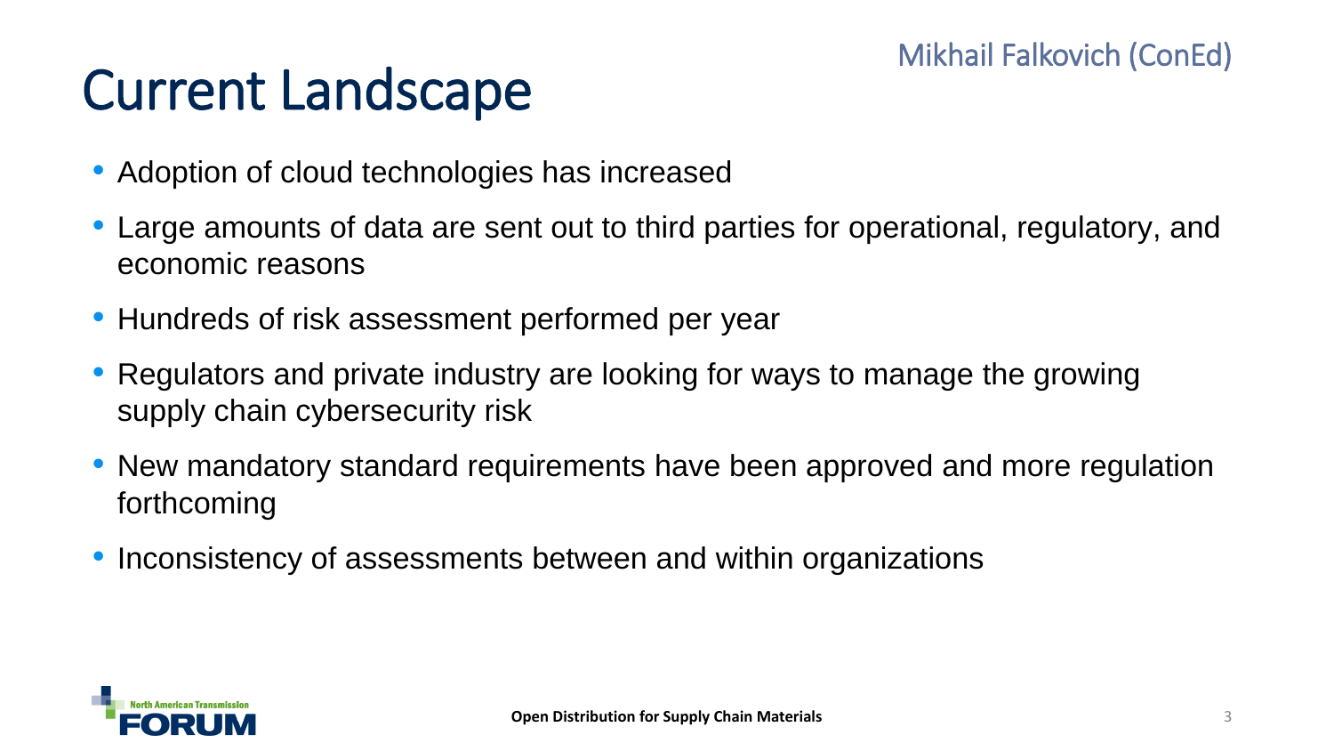# Current Landscape

Mikhail Falkovich (ConEd)

- Adoption of cloud technologies has increased
- Large amounts of data are sent out to third parties for operational, regulatory, and economic reasons
- Hundreds of risk assessment performed per year
- Regulators and private industry are looking for ways to manage the growing supply chain cybersecurity risk
- New mandatory standard requirements have been approved and more regulation forthcoming
- Inconsistency of assessments between and within organizations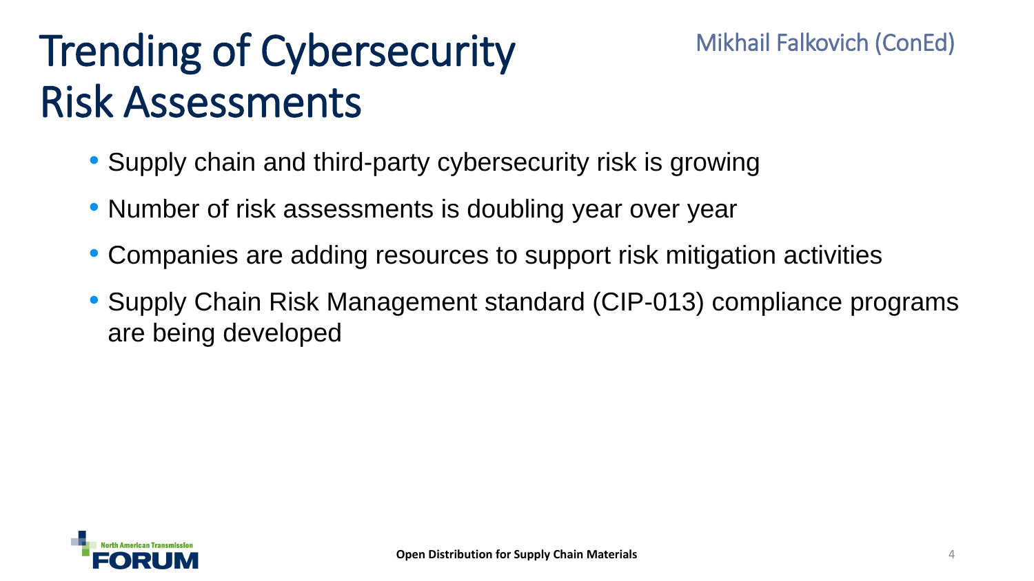# Trending of Cybersecurity Risk Assessments

Mikhail Falkovich (ConEd)

- Supply chain and third-party cybersecurity risk is growing
- Number of risk assessments is doubling year over year
- Companies are adding resources to support risk mitigation activities
- Supply Chain Risk Management standard (CIP-013) compliance programs are being developed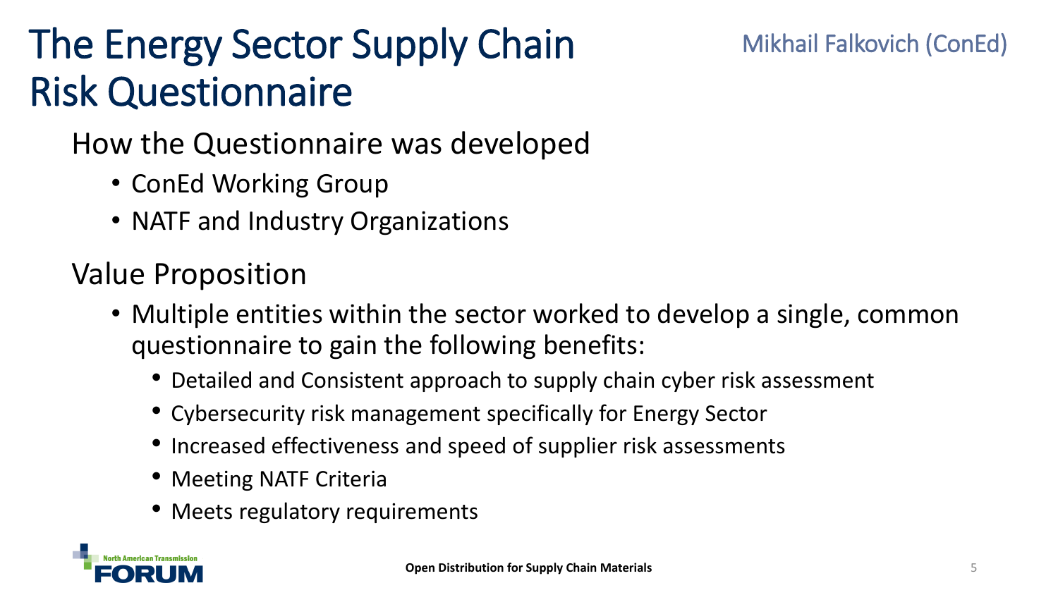# The Energy Sector Supply Chain Risk Questionnaire

Mikhail Falkovich (ConEd)

## How the Questionnaire was developed

- ConEd Working Group
- NATF and Industry Organizations

## Value Proposition

- Multiple entities within the sector worked to develop a single, common questionnaire to gain the following benefits:
  - Detailed and Consistent approach to supply chain cyber risk assessment
  - Cybersecurity risk management specifically for Energy Sector
  - Increased effectiveness and speed of supplier risk assessments
  - Meeting NATF Criteria
  - Meets regulatory requirements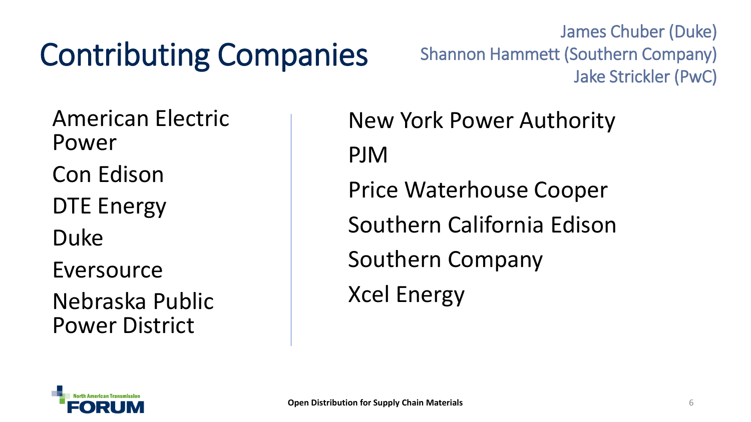# Contributing Companies

James Chuber (Duke)
Shannon Hammett (Southern Company)
Jake Strickler (PwC)

- American Electric Power
- Con Edison
- DTE Energy
- Duke
- Eversource
- Nebraska Public Power District
- New York Power Authority
- PJM
- Price Waterhouse Cooper
- Southern California Edison
- Southern Company
- Xcel Energy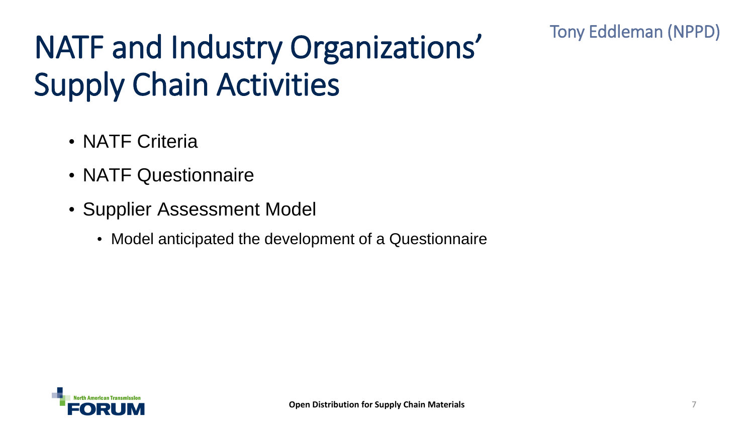# NATF and Industry Organizations' Supply Chain Activities

Tony Eddleman (NPPD)

- NATF Criteria
- NATF Questionnaire
- Supplier Assessment Model
  - Model anticipated the development of a Questionnaire

Open Distribution for Supply Chain Materials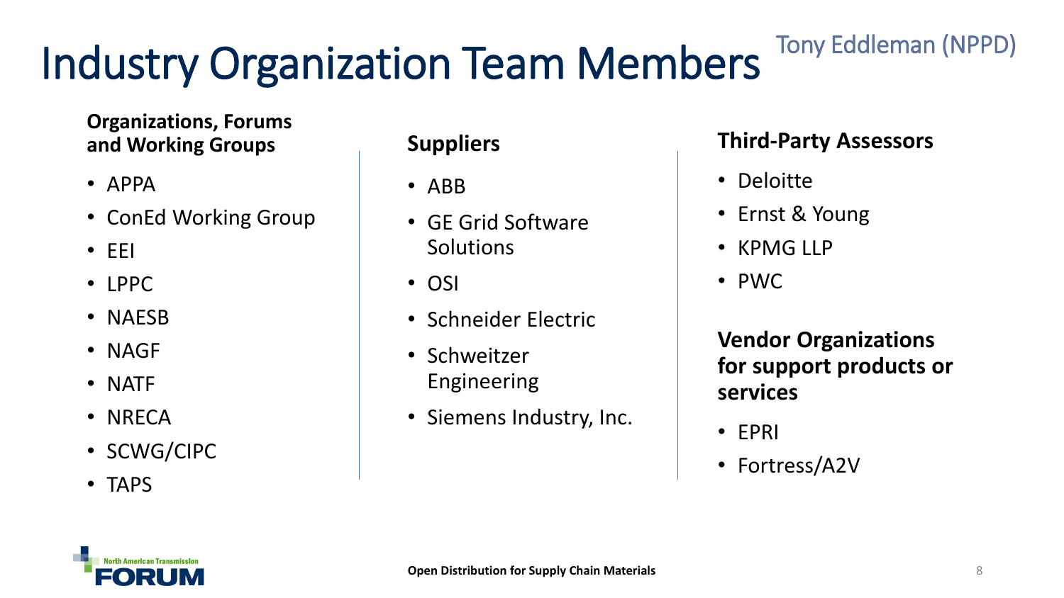# Industry Organization Team Members

Tony Eddleman (NPPD)

**Organizations, Forums and Working Groups**

- APPA
- ConEd Working Group
- EEI
- LPPC
- NAESB
- NAGF
- NATF
- NRECA
- SCWG/CIPC
- TAPS

**Suppliers**

- ABB
- GE Grid Software Solutions
- OSI
- Schneider Electric
- Schweitzer Engineering
- Siemens Industry, Inc.

**Third-Party Assessors**

- Deloitte
- Ernst & Young
- KPMG LLP
- PWC

**Vendor Organizations for support products or services**

- EPRI
- Fortress/A2V

Open Distribution for Supply Chain Materials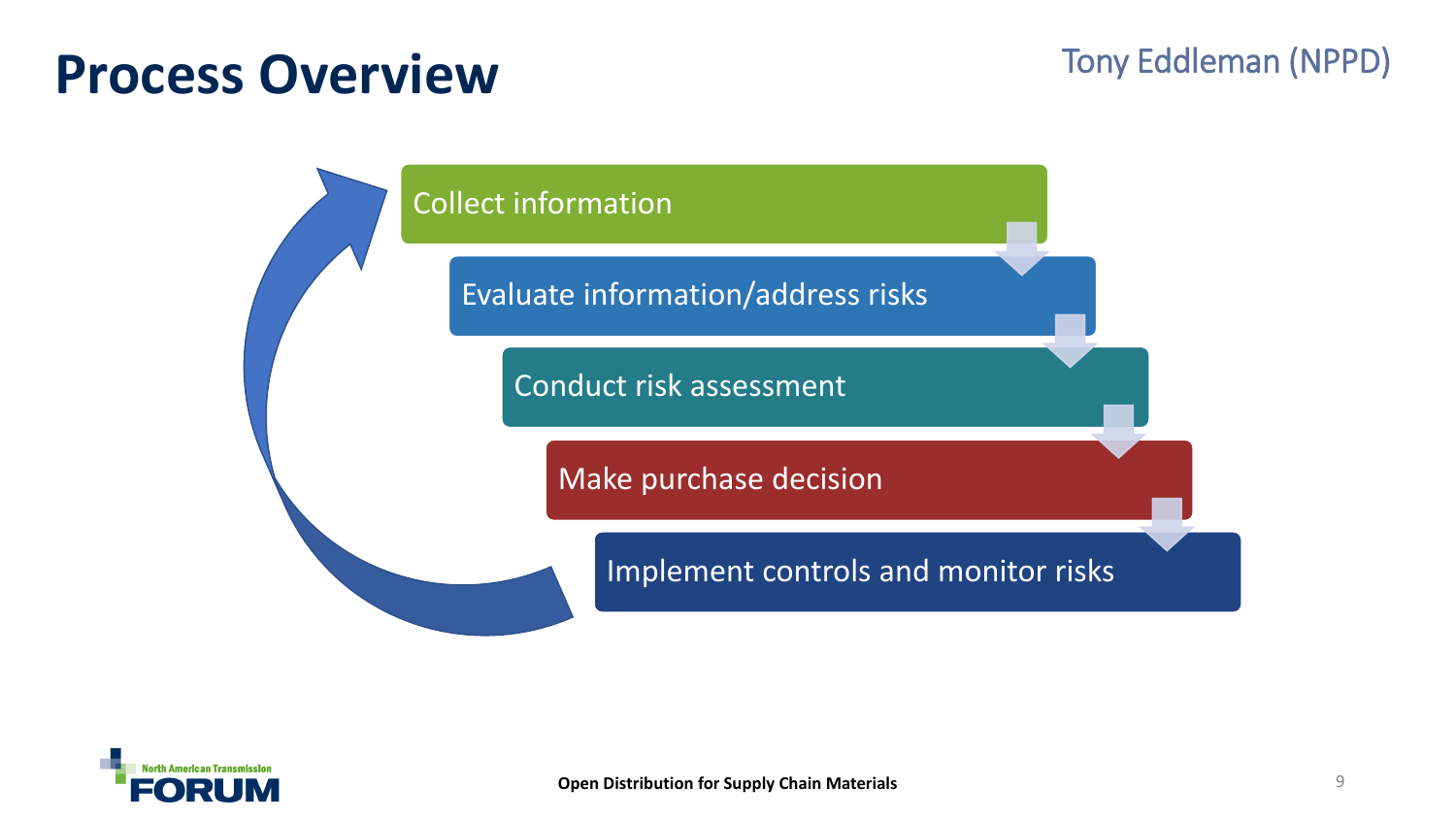# Process Overview

Tony Eddleman (NPPD)

1. Collect information
2. Evaluate information/address risks
3. Conduct risk assessment
4. Make purchase decision
5. Implement controls and monitor risks

Open Distribution for Supply Chain Materials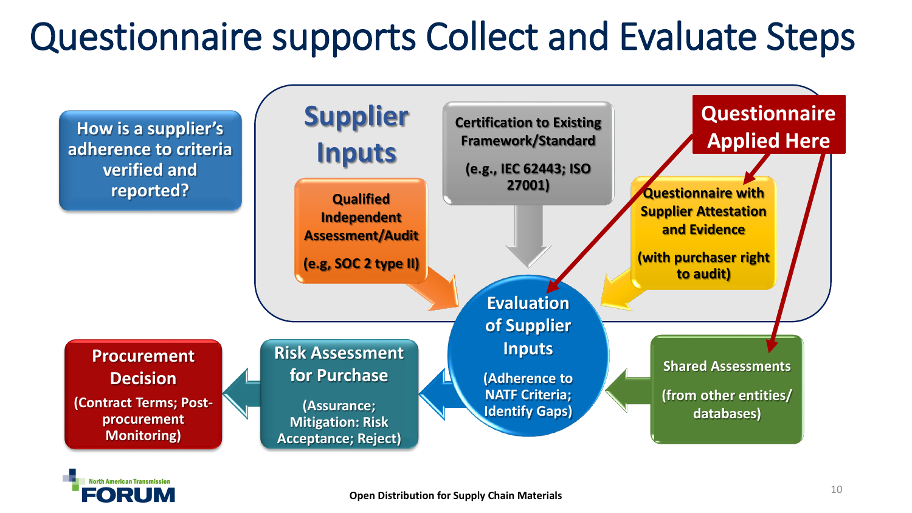# Questionnaire supports Collect and Evaluate Steps

**How is a supplier's adherence to criteria verified and reported?**

## Supplier Inputs

**Qualified Independent Assessment/Audit**
(e.g, SOC 2 type II)

**Certification to Existing Framework/Standard**
(e.g., IEC 62443; ISO 27001)

**Questionnaire with Supplier Attestation and Evidence**
(with purchaser right to audit)

**Questionnaire Applied Here**

**Shared Assessments**
(from other entities/ databases)

**Evaluation of Supplier Inputs**
(Adherence to NATF Criteria; Identify Gaps)

**Risk Assessment for Purchase**
(Assurance; Mitigation: Risk Acceptance; Reject)

**Procurement Decision**
(Contract Terms; Post-procurement Monitoring)

North American Transmission FORUM

Open Distribution for Supply Chain Materials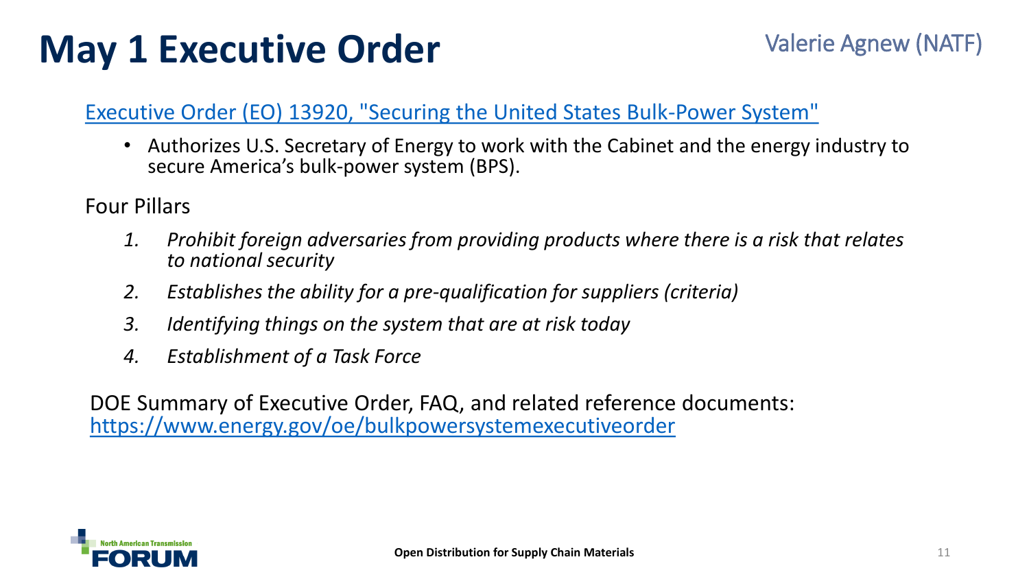# May 1 Executive Order

Valerie Agnew (NATF)

[Executive Order (EO) 13920, "Securing the United States Bulk-Power System"]

- Authorizes U.S. Secretary of Energy to work with the Cabinet and the energy industry to secure America's bulk-power system (BPS).

Four Pillars

1. *Prohibit foreign adversaries from providing products where there is a risk that relates to national security*
2. *Establishes the ability for a pre-qualification for suppliers (criteria)*
3. *Identifying things on the system that are at risk today*
4. *Establishment of a Task Force*

DOE Summary of Executive Order, FAQ, and related reference documents:
https://www.energy.gov/oe/bulkpowersystemexecutiveorder

Open Distribution for Supply Chain Materials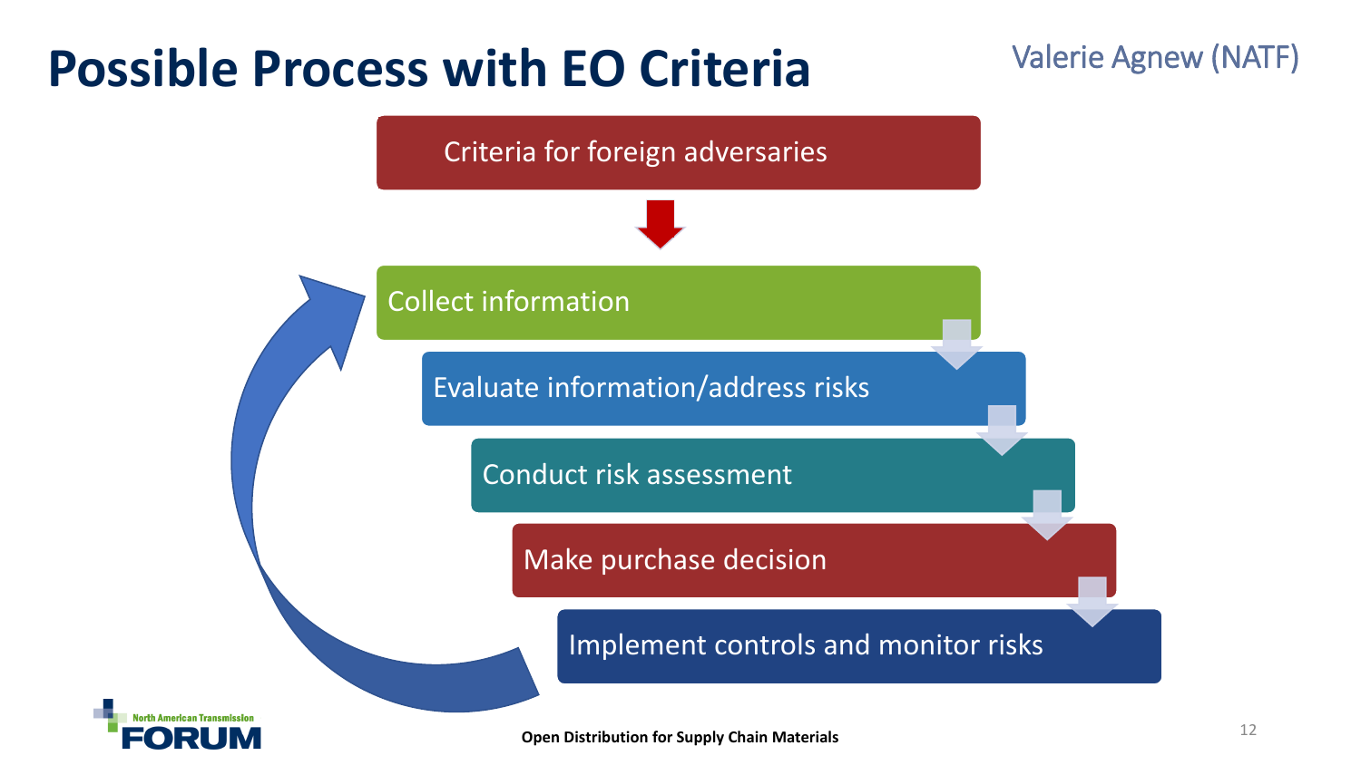# Possible Process with EO Criteria

Valerie Agnew (NATF)

- Criteria for foreign adversaries
- Collect information
- Evaluate information/address risks
- Conduct risk assessment
- Make purchase decision
- Implement controls and monitor risks

North American Transmission FORUM

Open Distribution for Supply Chain Materials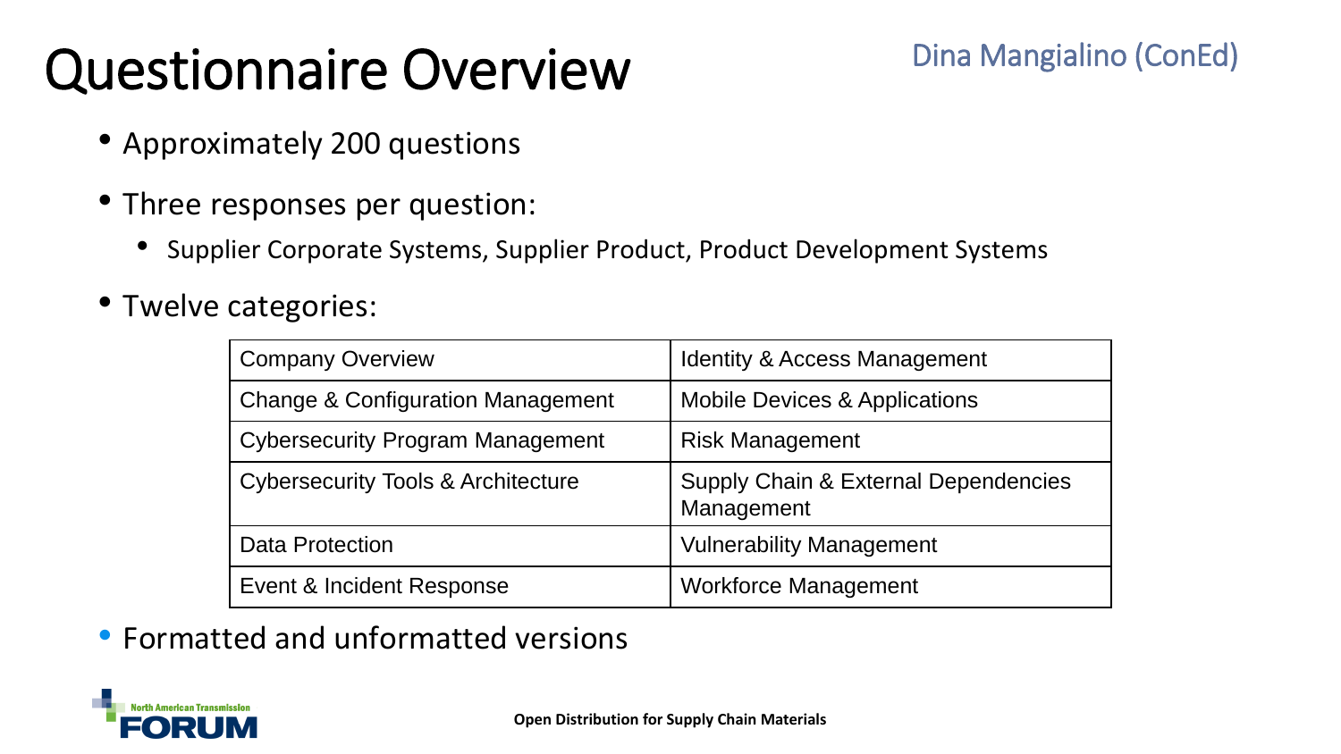# Questionnaire Overview

Dina Mangialino (ConEd)

- Approximately 200 questions
- Three responses per question:
  - Supplier Corporate Systems, Supplier Product, Product Development Systems
- Twelve categories:

| | |
|---|---|
| Company Overview | Identity & Access Management |
| Change & Configuration Management | Mobile Devices & Applications |
| Cybersecurity Program Management | Risk Management |
| Cybersecurity Tools & Architecture | Supply Chain & External Dependencies Management |
| Data Protection | Vulnerability Management |
| Event & Incident Response | Workforce Management |

- Formatted and unformatted versions

**Open Distribution for Supply Chain Materials**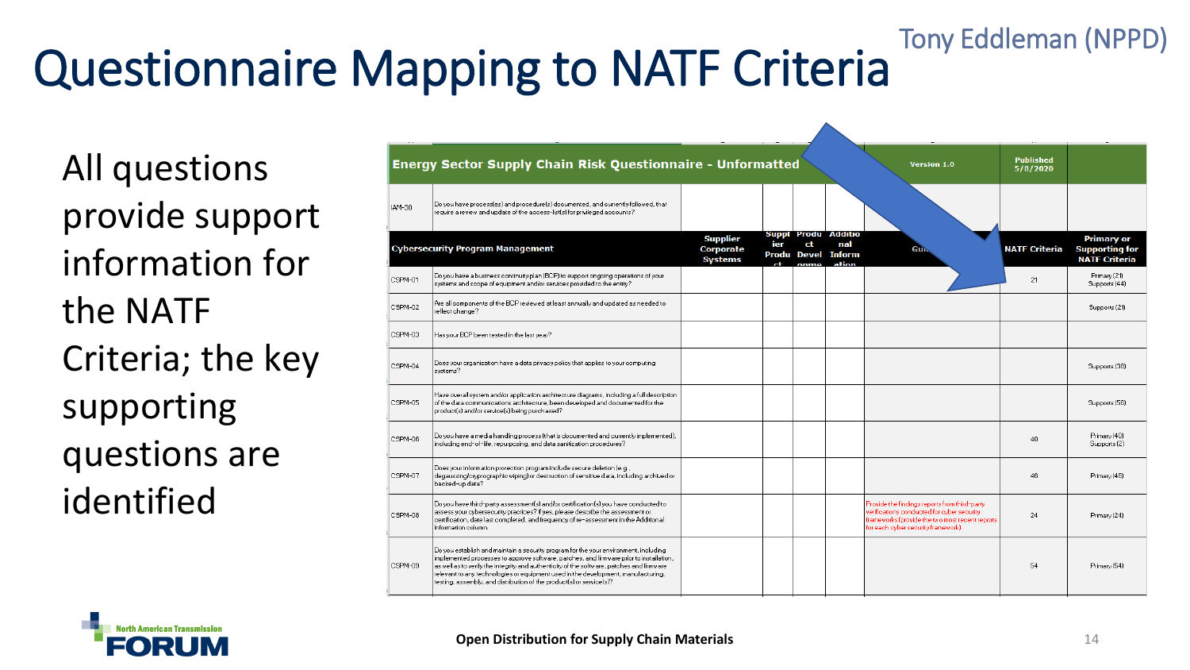# Questionnaire Mapping to NATF Criteria

Tony Eddleman (NPPD)

All questions provide support information for the NATF Criteria; the key supporting questions are identified

| Energy Sector Supply Chain Risk Questionnaire - Unformatted | | | | | | Version 1.0 | Published 5/8/2020 | |
|---|---|---|---|---|---|---|---|---|
| IAM-30 | Do you have process(es) and procedure(s) documented, and currently followed, that require a review and update of the access-list(s) for privileged accounts? | | | | | | | |
| Cybersecurity Program Management | | Supplier Corporate Systems | Supplier Product | Product Development | Additional Information | Guidance | NATF Criteria | Primary or Supporting for NATF Criteria |
| CSPM-01 | Do you have a business continuity plan (BCP) to support ongoing operations of your systems and scope of equipment and/or services provided to the entity? | | | | | | 21 | Primary (21) Supports (44) |
| CSPM-02 | Are all components of the BCP reviewed at least annually and updated as needed to reflect change? | | | | | | | Supports (21) |
| CSPM-03 | Has your BCP been tested in the last year? | | | | | | | |
| CSPM-04 | Does your organization have a data privacy policy that applies to your computing systems? | | | | | | | Supports (38) |
| CSPM-05 | Have overall system and/or application architecture diagrams, including a full description of the data communications architecture, been developed and documented for the product(s) and/or service(s) being purchased? | | | | | | | Supports (56) |
| CSPM-06 | Do you have a media handling process (that is documented and currently implemented), including end-of-life, repurposing, and data sanitization procedures? | | | | | | 40 | Primary (40) Supports (2) |
| CSPM-07 | Does your information protection program include secure deletion (e.g., degaussing/cryptographic wiping) or destruction of sensitive data, including archived or backed-up data? | | | | | | 46 | Primary (46) |
| CSPM-08 | Do you have third-party assessment(s) and/or certification(s) you have conducted to assess your cybersecurity practices? If yes, please describe the assessment or certification, date last completed, and frequency of re-assessment in the Additional Information column. | | | | | Provide the findings reports from third-party verifications conducted for cyber security frameworks (provide the two most recent reports for each cyber security framework) | 24 | Primary (24) |
| CSPM-09 | Do you establish and maintain a security program for the your environment, including implemented processes to approve software, patches, and firmware prior to installation, as well as to verify the integrity and authenticity of the software, patches and firmware relevant to any technologies or equipment used in the development, manufacturing, testing, assembly, and distribution of the product(s) or service(s)? | | | | | | 54 | Primary (54) |

Open Distribution for Supply Chain Materials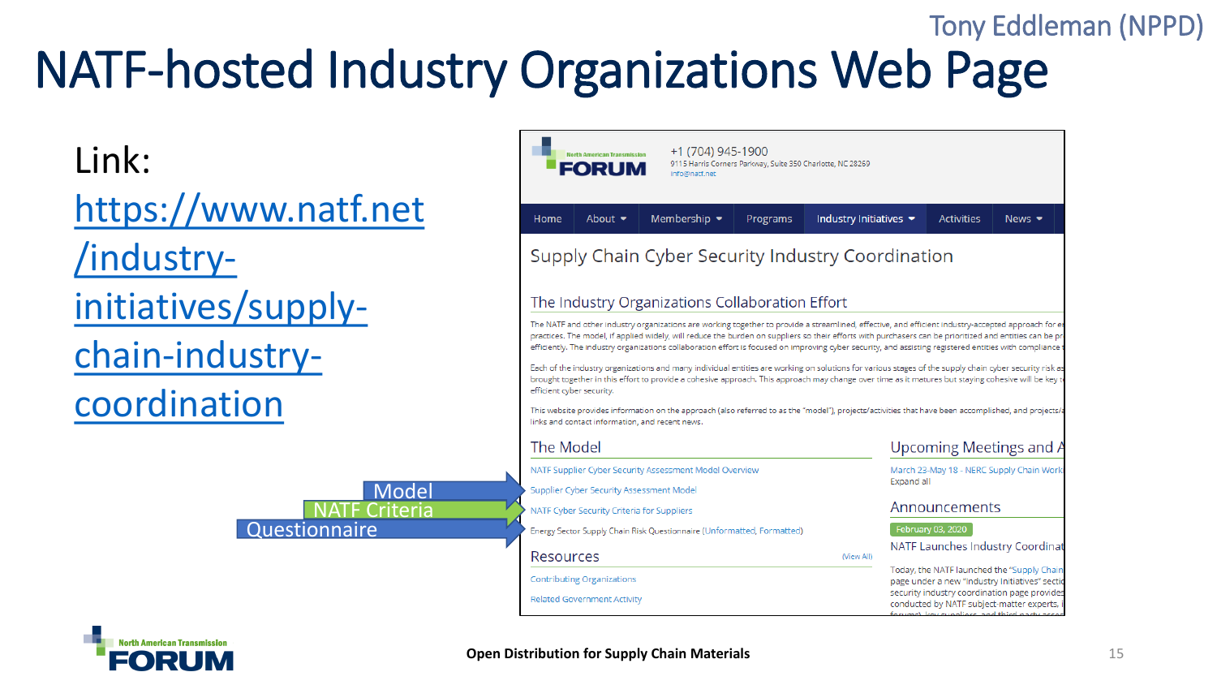# NATF-hosted Industry Organizations Web Page

Tony Eddleman (NPPD)

Link: https://www.natf.net/industry-initiatives/supply-chain-industry-coordination

North American Transmission FORUM

+1 (704) 945-1900
9115 Harris Corners Parkway, Suite 350 Charlotte, NC 28269
info@natf.net

Home | About | Membership | Programs | Industry Initiatives | Activities | News

## Supply Chain Cyber Security Industry Coordination

### The Industry Organizations Collaboration Effort

The NATF and other industry organizations are working together to provide a streamlined, effective, and efficient industry-accepted approach for e... practices. The model, if applied widely, will reduce the burden on suppliers so their efforts with purchasers can be prioritized and entities can be pr... efficiently. The industry organizations collaboration effort is focused on improving cyber security, and assisting registered entities with compliance t...

Each of the industry organizations and many individual entities are working on solutions for various stages of the supply chain cyber security risk a... brought together in this effort to provide a cohesive approach. This approach may change over time as it matures but staying cohesive will be key t... efficient cyber security.

This website provides information on the approach (also referred to as the "model"), projects/activities that have been accomplished, and projects/a... links and contact information, and recent news.

### The Model

- NATF Supplier Cyber Security Assessment Model Overview
- Supplier Cyber Security Assessment Model ← Model
- NATF Cyber Security Criteria for Suppliers ← NATF Criteria
- Energy Sector Supply Chain Risk Questionnaire (Unformatted, Formatted) ← Questionnaire

### Resources

(View All)

- Contributing Organizations
- Related Government Activity

### Upcoming Meetings and A...

March 23-May 18 - NERC Supply Chain Work...
Expand all

### Announcements

February 03, 2020

NATF Launches Industry Coordinat...

Today, the NATF launched the "Supply Chain... page under a new "Industry Initiatives" secti... security industry coordination page provide... conducted by NATF subject-matter experts, i...

North American Transmission FORUM

Open Distribution for Supply Chain Materials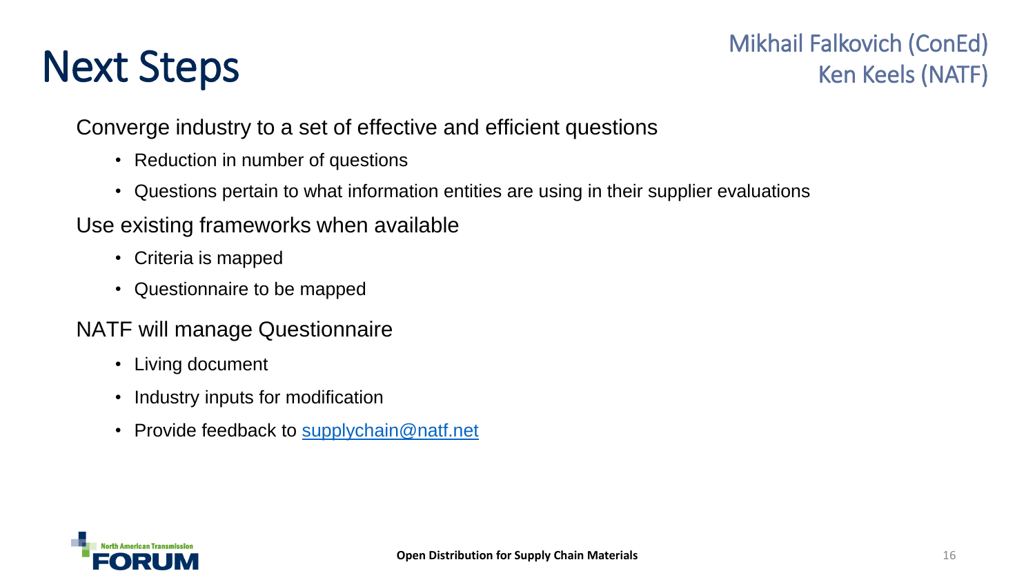# Next Steps

Mikhail Falkovich (ConEd)
Ken Keels (NATF)

Converge industry to a set of effective and efficient questions

- Reduction in number of questions
- Questions pertain to what information entities are using in their supplier evaluations

Use existing frameworks when available

- Criteria is mapped
- Questionnaire to be mapped

NATF will manage Questionnaire

- Living document
- Industry inputs for modification
- Provide feedback to [supplychain@natf.net](mailto:supplychain@natf.net)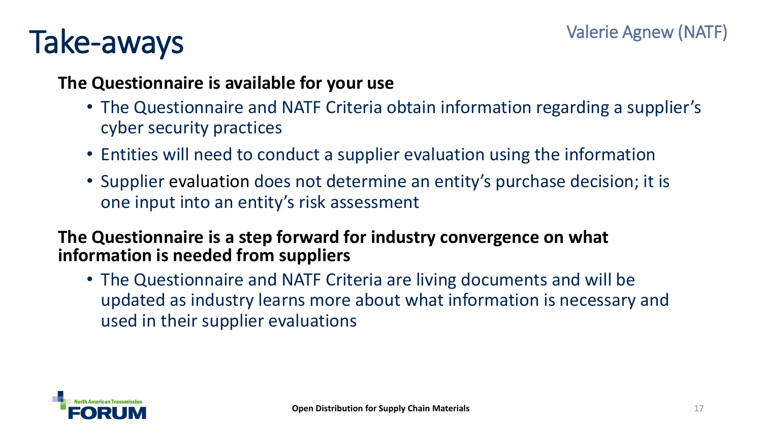# Take-aways

Valerie Agnew (NATF)

**The Questionnaire is available for your use**

- The Questionnaire and NATF Criteria obtain information regarding a supplier's cyber security practices
- Entities will need to conduct a supplier evaluation using the information
- Supplier evaluation does not determine an entity's purchase decision; it is one input into an entity's risk assessment

**The Questionnaire is a step forward for industry convergence on what information is needed from suppliers**

- The Questionnaire and NATF Criteria are living documents and will be updated as industry learns more about what information is necessary and used in their supplier evaluations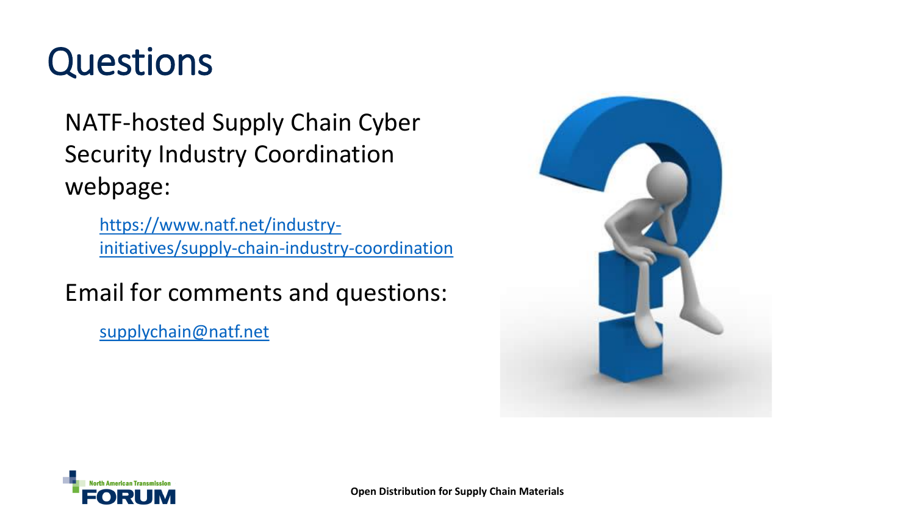# Questions

NATF-hosted Supply Chain Cyber Security Industry Coordination webpage:

[https://www.natf.net/industry-initiatives/supply-chain-industry-coordination](https://www.natf.net/industry-initiatives/supply-chain-industry-coordination)

Email for comments and questions:

[supplychain@natf.net](mailto:supplychain@natf.net)

**Open Distribution for Supply Chain Materials**